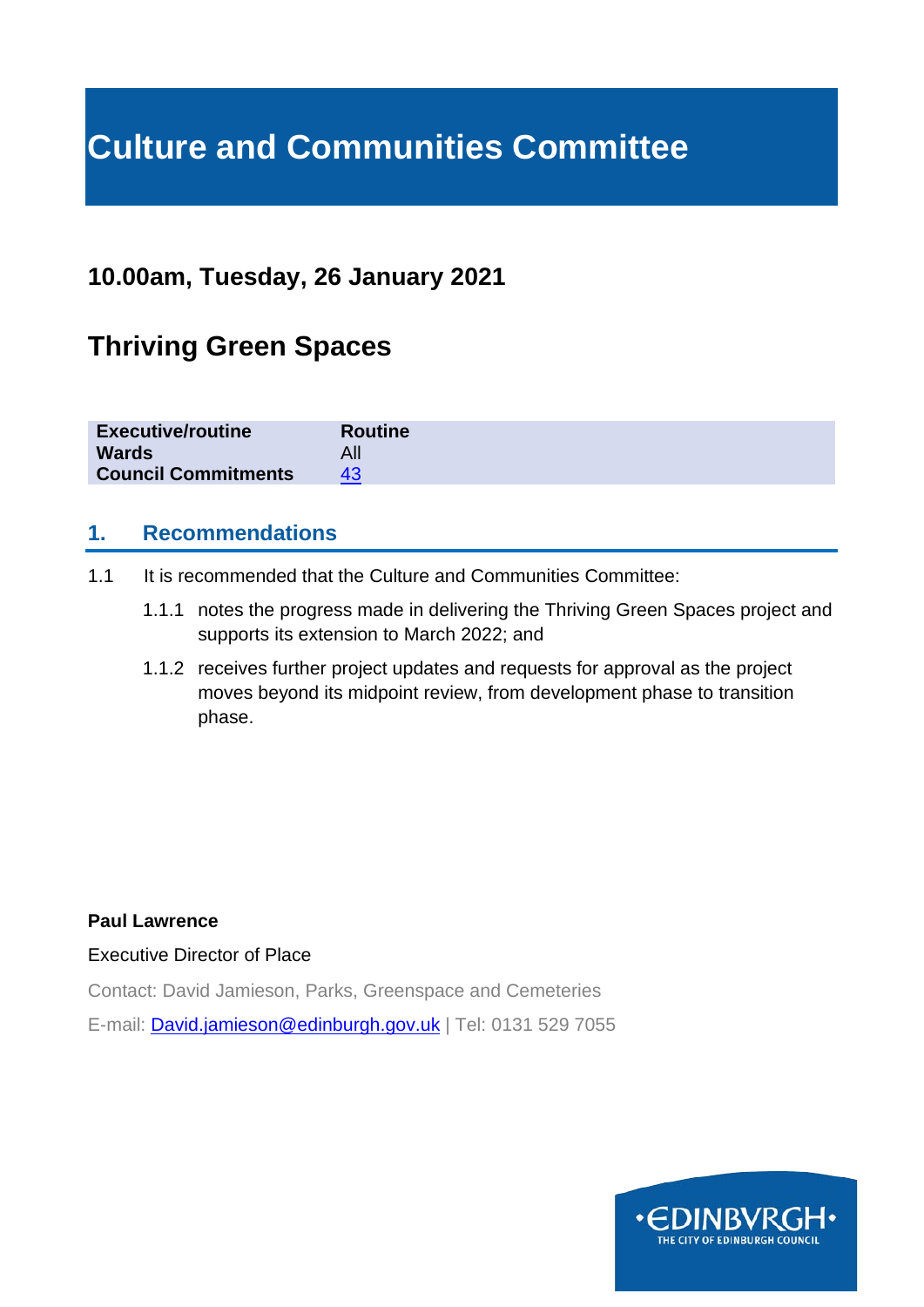# Culture and Communities Committee

## 10.00am, Tuesday, 26 January 2021

## Thriving Green Spaces

| | |
|---|---|
| **Executive/routine** | **Routine** |
| **Wards** | All |
| **Council Commitments** | 43 |

### 1. Recommendations

1.1 It is recommended that the Culture and Communities Committee:

1.1.1 notes the progress made in delivering the Thriving Green Spaces project and supports its extension to March 2022; and

1.1.2 receives further project updates and requests for approval as the project moves beyond its midpoint review, from development phase to transition phase.

**Paul Lawrence**

Executive Director of Place

Contact: David Jamieson, Parks, Greenspace and Cemeteries

E-mail: David.jamieson@edinburgh.gov.uk | Tel: 0131 529 7055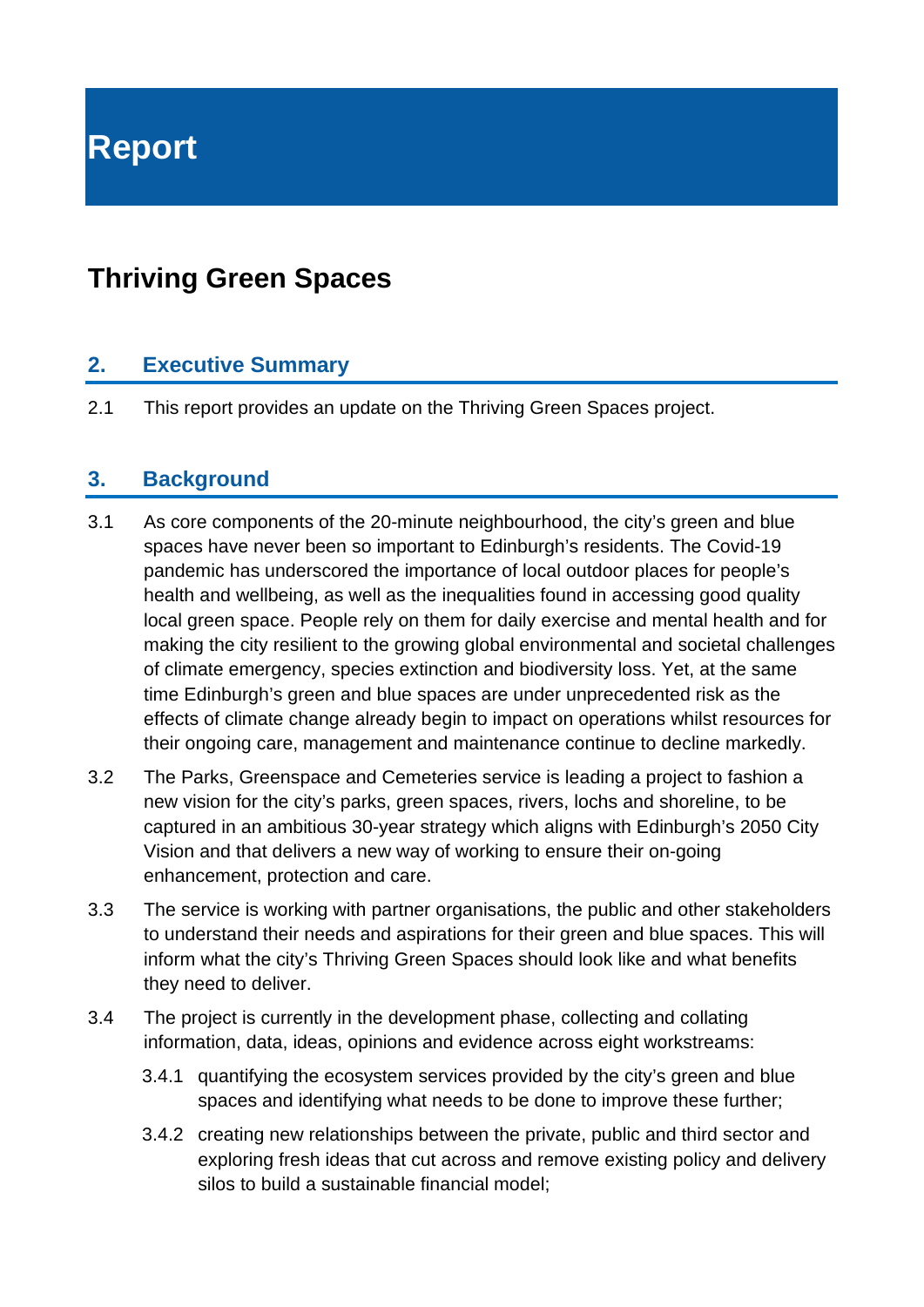# Report

## Thriving Green Spaces

### 2. Executive Summary

2.1 This report provides an update on the Thriving Green Spaces project.

### 3. Background

3.1 As core components of the 20-minute neighbourhood, the city's green and blue spaces have never been so important to Edinburgh's residents. The Covid-19 pandemic has underscored the importance of local outdoor places for people's health and wellbeing, as well as the inequalities found in accessing good quality local green space. People rely on them for daily exercise and mental health and for making the city resilient to the growing global environmental and societal challenges of climate emergency, species extinction and biodiversity loss. Yet, at the same time Edinburgh's green and blue spaces are under unprecedented risk as the effects of climate change already begin to impact on operations whilst resources for their ongoing care, management and maintenance continue to decline markedly.

3.2 The Parks, Greenspace and Cemeteries service is leading a project to fashion a new vision for the city's parks, green spaces, rivers, lochs and shoreline, to be captured in an ambitious 30-year strategy which aligns with Edinburgh's 2050 City Vision and that delivers a new way of working to ensure their on-going enhancement, protection and care.

3.3 The service is working with partner organisations, the public and other stakeholders to understand their needs and aspirations for their green and blue spaces. This will inform what the city's Thriving Green Spaces should look like and what benefits they need to deliver.

3.4 The project is currently in the development phase, collecting and collating information, data, ideas, opinions and evidence across eight workstreams:

3.4.1 quantifying the ecosystem services provided by the city's green and blue spaces and identifying what needs to be done to improve these further;

3.4.2 creating new relationships between the private, public and third sector and exploring fresh ideas that cut across and remove existing policy and delivery silos to build a sustainable financial model;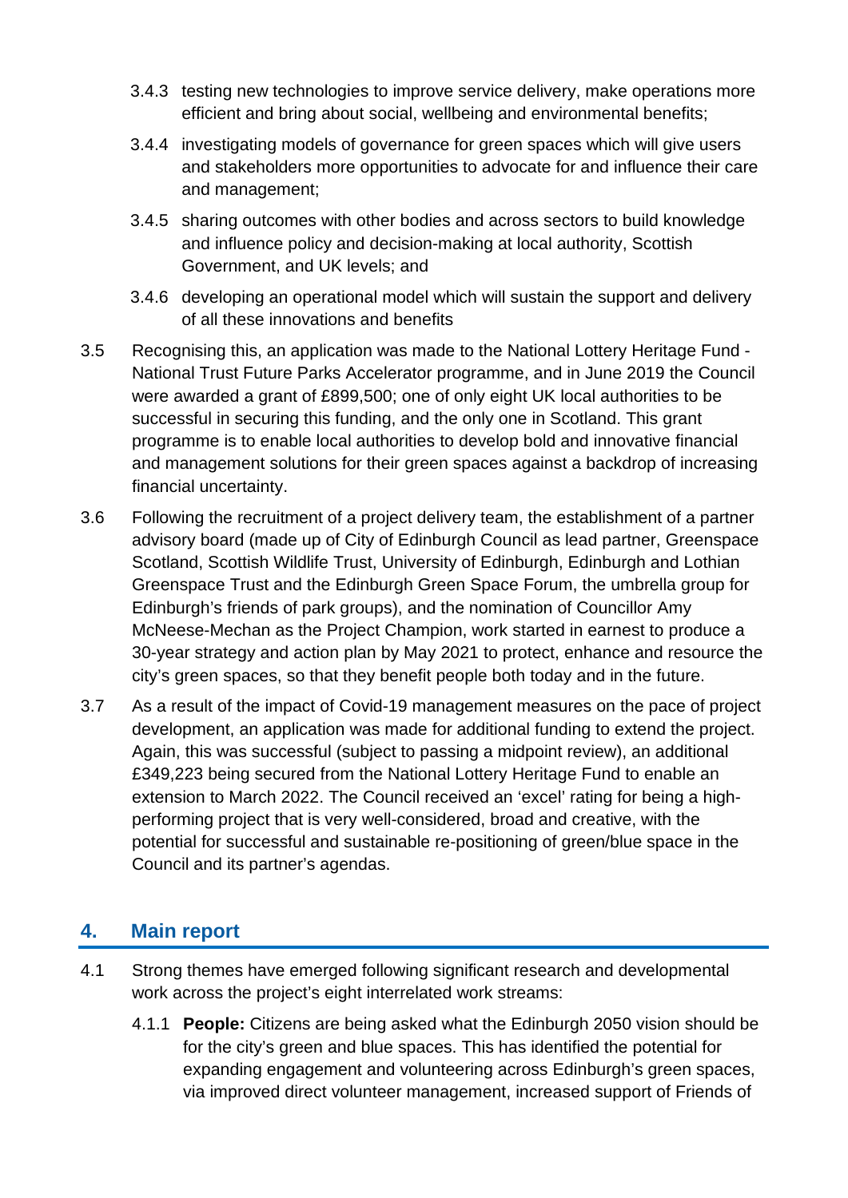3.4.3 testing new technologies to improve service delivery, make operations more efficient and bring about social, wellbeing and environmental benefits;

3.4.4 investigating models of governance for green spaces which will give users and stakeholders more opportunities to advocate for and influence their care and management;

3.4.5 sharing outcomes with other bodies and across sectors to build knowledge and influence policy and decision-making at local authority, Scottish Government, and UK levels; and

3.4.6 developing an operational model which will sustain the support and delivery of all these innovations and benefits

3.5 Recognising this, an application was made to the National Lottery Heritage Fund - National Trust Future Parks Accelerator programme, and in June 2019 the Council were awarded a grant of £899,500; one of only eight UK local authorities to be successful in securing this funding, and the only one in Scotland. This grant programme is to enable local authorities to develop bold and innovative financial and management solutions for their green spaces against a backdrop of increasing financial uncertainty.

3.6 Following the recruitment of a project delivery team, the establishment of a partner advisory board (made up of City of Edinburgh Council as lead partner, Greenspace Scotland, Scottish Wildlife Trust, University of Edinburgh, Edinburgh and Lothian Greenspace Trust and the Edinburgh Green Space Forum, the umbrella group for Edinburgh's friends of park groups), and the nomination of Councillor Amy McNeese-Mechan as the Project Champion, work started in earnest to produce a 30-year strategy and action plan by May 2021 to protect, enhance and resource the city's green spaces, so that they benefit people both today and in the future.

3.7 As a result of the impact of Covid-19 management measures on the pace of project development, an application was made for additional funding to extend the project. Again, this was successful (subject to passing a midpoint review), an additional £349,223 being secured from the National Lottery Heritage Fund to enable an extension to March 2022. The Council received an 'excel' rating for being a high-performing project that is very well-considered, broad and creative, with the potential for successful and sustainable re-positioning of green/blue space in the Council and its partner's agendas.

## 4. Main report

4.1 Strong themes have emerged following significant research and developmental work across the project's eight interrelated work streams:

4.1.1 **People:** Citizens are being asked what the Edinburgh 2050 vision should be for the city's green and blue spaces. This has identified the potential for expanding engagement and volunteering across Edinburgh's green spaces, via improved direct volunteer management, increased support of Friends of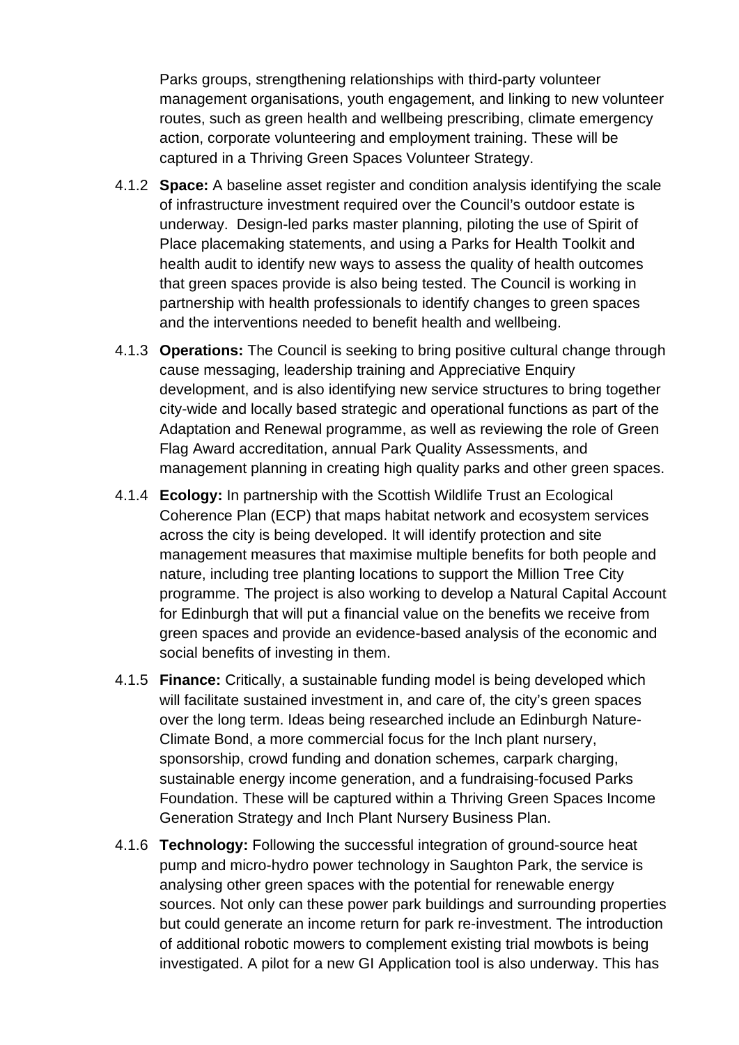Parks groups, strengthening relationships with third-party volunteer management organisations, youth engagement, and linking to new volunteer routes, such as green health and wellbeing prescribing, climate emergency action, corporate volunteering and employment training. These will be captured in a Thriving Green Spaces Volunteer Strategy.

4.1.2 **Space:** A baseline asset register and condition analysis identifying the scale of infrastructure investment required over the Council's outdoor estate is underway. Design-led parks master planning, piloting the use of Spirit of Place placemaking statements, and using a Parks for Health Toolkit and health audit to identify new ways to assess the quality of health outcomes that green spaces provide is also being tested. The Council is working in partnership with health professionals to identify changes to green spaces and the interventions needed to benefit health and wellbeing.

4.1.3 **Operations:** The Council is seeking to bring positive cultural change through cause messaging, leadership training and Appreciative Enquiry development, and is also identifying new service structures to bring together city-wide and locally based strategic and operational functions as part of the Adaptation and Renewal programme, as well as reviewing the role of Green Flag Award accreditation, annual Park Quality Assessments, and management planning in creating high quality parks and other green spaces.

4.1.4 **Ecology:** In partnership with the Scottish Wildlife Trust an Ecological Coherence Plan (ECP) that maps habitat network and ecosystem services across the city is being developed. It will identify protection and site management measures that maximise multiple benefits for both people and nature, including tree planting locations to support the Million Tree City programme. The project is also working to develop a Natural Capital Account for Edinburgh that will put a financial value on the benefits we receive from green spaces and provide an evidence-based analysis of the economic and social benefits of investing in them.

4.1.5 **Finance:** Critically, a sustainable funding model is being developed which will facilitate sustained investment in, and care of, the city's green spaces over the long term. Ideas being researched include an Edinburgh Nature-Climate Bond, a more commercial focus for the Inch plant nursery, sponsorship, crowd funding and donation schemes, carpark charging, sustainable energy income generation, and a fundraising-focused Parks Foundation. These will be captured within a Thriving Green Spaces Income Generation Strategy and Inch Plant Nursery Business Plan.

4.1.6 **Technology:** Following the successful integration of ground-source heat pump and micro-hydro power technology in Saughton Park, the service is analysing other green spaces with the potential for renewable energy sources. Not only can these power park buildings and surrounding properties but could generate an income return for park re-investment. The introduction of additional robotic mowers to complement existing trial mowbots is being investigated. A pilot for a new GI Application tool is also underway. This has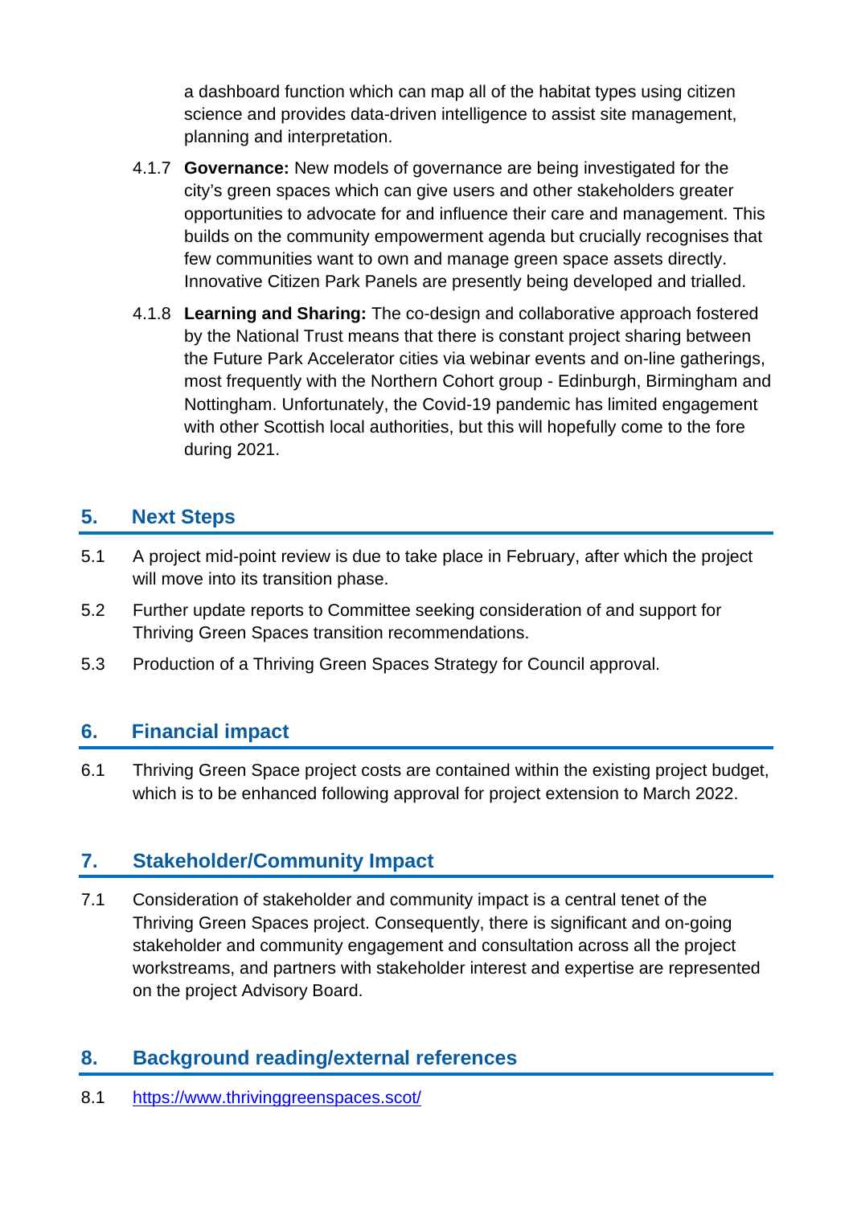a dashboard function which can map all of the habitat types using citizen science and provides data-driven intelligence to assist site management, planning and interpretation.

4.1.7 **Governance:** New models of governance are being investigated for the city's green spaces which can give users and other stakeholders greater opportunities to advocate for and influence their care and management. This builds on the community empowerment agenda but crucially recognises that few communities want to own and manage green space assets directly. Innovative Citizen Park Panels are presently being developed and trialled.

4.1.8 **Learning and Sharing:** The co-design and collaborative approach fostered by the National Trust means that there is constant project sharing between the Future Park Accelerator cities via webinar events and on-line gatherings, most frequently with the Northern Cohort group - Edinburgh, Birmingham and Nottingham. Unfortunately, the Covid-19 pandemic has limited engagement with other Scottish local authorities, but this will hopefully come to the fore during 2021.

## 5. Next Steps

5.1 A project mid-point review is due to take place in February, after which the project will move into its transition phase.

5.2 Further update reports to Committee seeking consideration of and support for Thriving Green Spaces transition recommendations.

5.3 Production of a Thriving Green Spaces Strategy for Council approval.

## 6. Financial impact

6.1 Thriving Green Space project costs are contained within the existing project budget, which is to be enhanced following approval for project extension to March 2022.

## 7. Stakeholder/Community Impact

7.1 Consideration of stakeholder and community impact is a central tenet of the Thriving Green Spaces project. Consequently, there is significant and on-going stakeholder and community engagement and consultation across all the project workstreams, and partners with stakeholder interest and expertise are represented on the project Advisory Board.

## 8. Background reading/external references

8.1 https://www.thrivinggreenspaces.scot/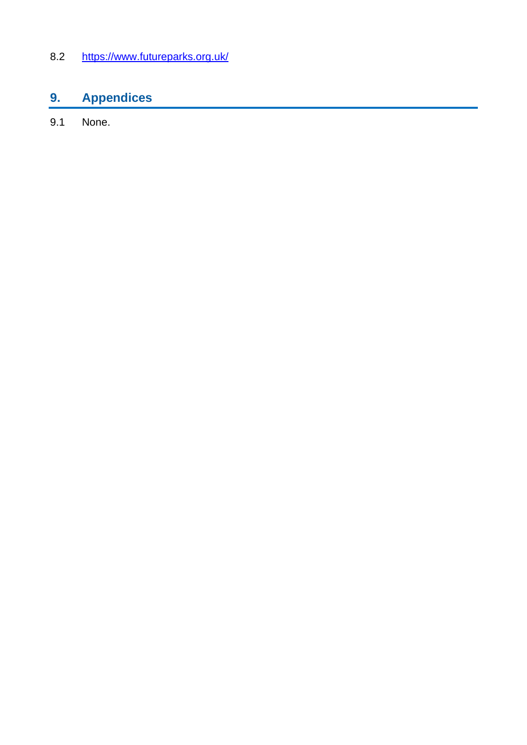8.2 https://www.futureparks.org.uk/

## 9. Appendices

9.1 None.